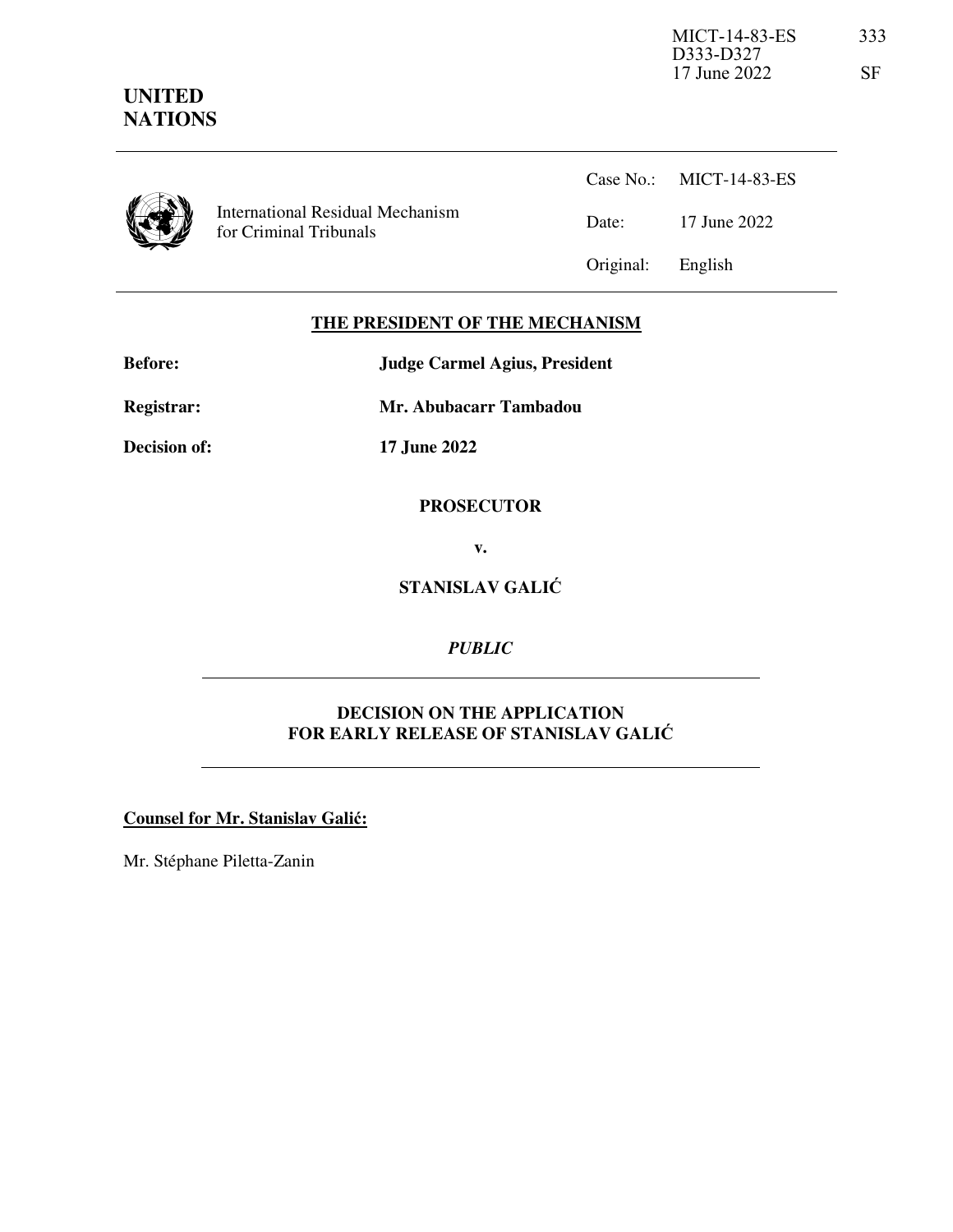MICT-14-83-ES
D333-D327
17 June 2022

**UNITED NATIONS**

International Residual Mechanism for Criminal Tribunals

| | |
|---|---|
| Case No.: | MICT-14-83-ES |
| Date: | 17 June 2022 |
| Original: | English |

**THE PRESIDENT OF THE MECHANISM**

| | |
|---|---|
| **Before:** | **Judge Carmel Agius, President** |
| **Registrar:** | **Mr. Abubacarr Tambadou** |
| **Decision of:** | **17 June 2022** |

**PROSECUTOR**

**v.**

**STANISLAV GALIĆ**

*PUBLIC*

**DECISION ON THE APPLICATION FOR EARLY RELEASE OF STANISLAV GALIĆ**

**Counsel for Mr. Stanislav Galić:**

Mr. Stéphane Piletta-Zanin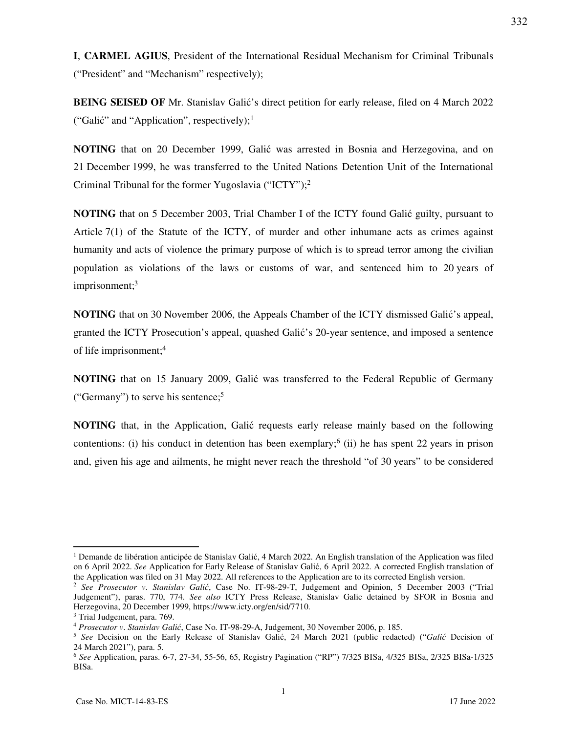**I**, **CARMEL AGIUS**, President of the International Residual Mechanism for Criminal Tribunals ("President" and "Mechanism" respectively);

**BEING SEISED OF** Mr. Stanislav Galić's direct petition for early release, filed on 4 March 2022 ("Galić" and "Application", respectively);[1]

**NOTING** that on 20 December 1999, Galić was arrested in Bosnia and Herzegovina, and on 21 December 1999, he was transferred to the United Nations Detention Unit of the International Criminal Tribunal for the former Yugoslavia ("ICTY");[2]

**NOTING** that on 5 December 2003, Trial Chamber I of the ICTY found Galić guilty, pursuant to Article 7(1) of the Statute of the ICTY, of murder and other inhumane acts as crimes against humanity and acts of violence the primary purpose of which is to spread terror among the civilian population as violations of the laws or customs of war, and sentenced him to 20 years of imprisonment;[3]

**NOTING** that on 30 November 2006, the Appeals Chamber of the ICTY dismissed Galić's appeal, granted the ICTY Prosecution's appeal, quashed Galić's 20-year sentence, and imposed a sentence of life imprisonment;[4]

**NOTING** that on 15 January 2009, Galić was transferred to the Federal Republic of Germany ("Germany") to serve his sentence;[5]

**NOTING** that, in the Application, Galić requests early release mainly based on the following contentions: (i) his conduct in detention has been exemplary;[6] (ii) he has spent 22 years in prison and, given his age and ailments, he might never reach the threshold "of 30 years" to be considered

---

[1] Demande de libération anticipée de Stanislav Galić, 4 March 2022. An English translation of the Application was filed on 6 April 2022. *See* Application for Early Release of Stanislav Galić, 6 April 2022. A corrected English translation of the Application was filed on 31 May 2022. All references to the Application are to its corrected English version.

[2] *See Prosecutor v. Stanislav Galić*, Case No. IT-98-29-T, Judgement and Opinion, 5 December 2003 ("Trial Judgement"), paras. 770, 774. *See also* ICTY Press Release, Stanislav Galic detained by SFOR in Bosnia and Herzegovina, 20 December 1999, https://www.icty.org/en/sid/7710.

[3] Trial Judgement, para. 769.

[4] *Prosecutor v. Stanislav Galić*, Case No. IT-98-29-A, Judgement, 30 November 2006, p. 185.

[5] *See* Decision on the Early Release of Stanislav Galić, 24 March 2021 (public redacted) ("*Galić* Decision of 24 March 2021"), para. 5.

[6] *See* Application, paras. 6-7, 27-34, 55-56, 65, Registry Pagination ("RP") 7/325 BISa, 4/325 BISa, 2/325 BISa-1/325 BISa.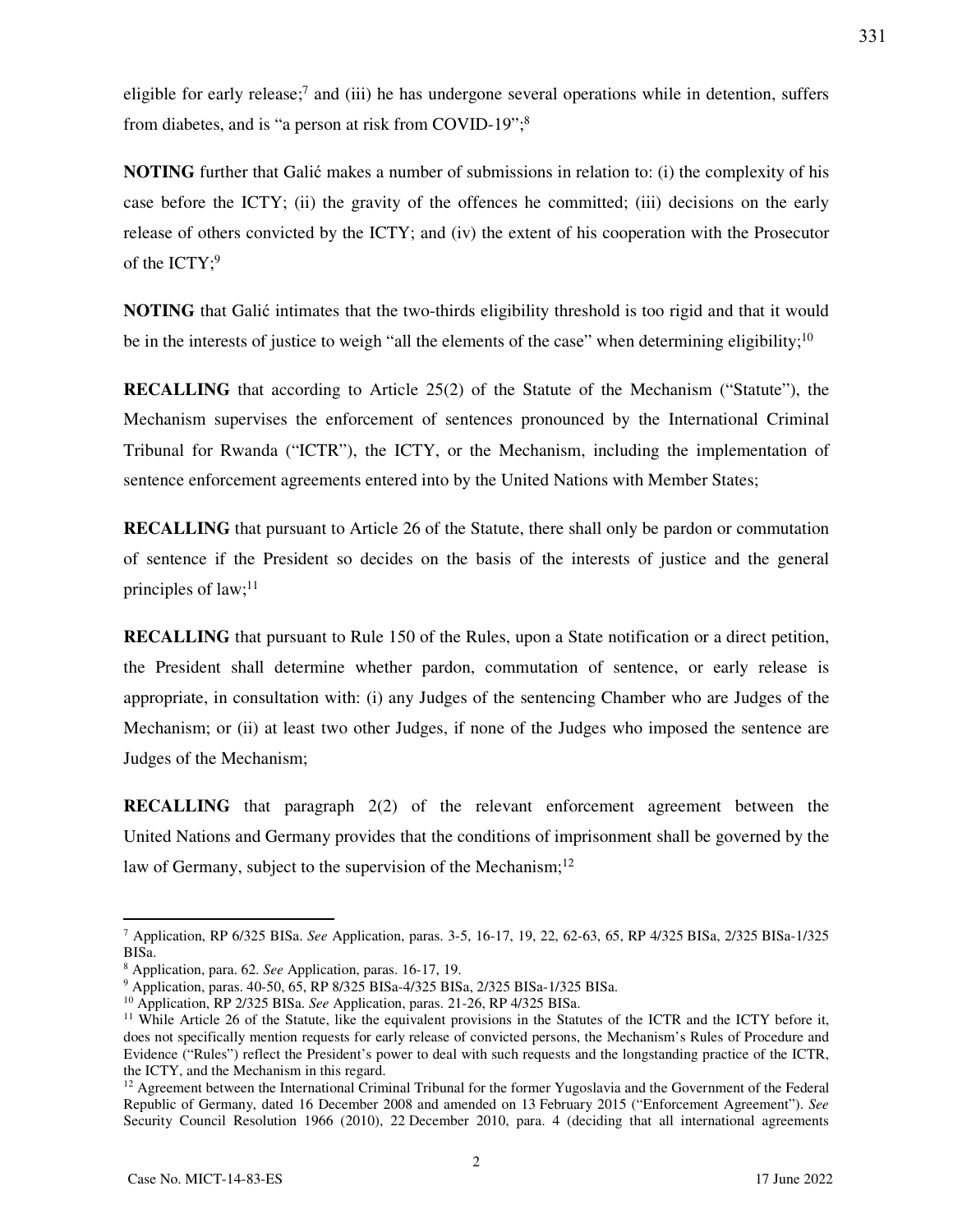eligible for early release;[7] and (iii) he has undergone several operations while in detention, suffers from diabetes, and is "a person at risk from COVID-19";[8]

**NOTING** further that Galić makes a number of submissions in relation to: (i) the complexity of his case before the ICTY; (ii) the gravity of the offences he committed; (iii) decisions on the early release of others convicted by the ICTY; and (iv) the extent of his cooperation with the Prosecutor of the ICTY;[9]

**NOTING** that Galić intimates that the two-thirds eligibility threshold is too rigid and that it would be in the interests of justice to weigh "all the elements of the case" when determining eligibility;[10]

**RECALLING** that according to Article 25(2) of the Statute of the Mechanism ("Statute"), the Mechanism supervises the enforcement of sentences pronounced by the International Criminal Tribunal for Rwanda ("ICTR"), the ICTY, or the Mechanism, including the implementation of sentence enforcement agreements entered into by the United Nations with Member States;

**RECALLING** that pursuant to Article 26 of the Statute, there shall only be pardon or commutation of sentence if the President so decides on the basis of the interests of justice and the general principles of law;[11]

**RECALLING** that pursuant to Rule 150 of the Rules, upon a State notification or a direct petition, the President shall determine whether pardon, commutation of sentence, or early release is appropriate, in consultation with: (i) any Judges of the sentencing Chamber who are Judges of the Mechanism; or (ii) at least two other Judges, if none of the Judges who imposed the sentence are Judges of the Mechanism;

**RECALLING** that paragraph 2(2) of the relevant enforcement agreement between the United Nations and Germany provides that the conditions of imprisonment shall be governed by the law of Germany, subject to the supervision of the Mechanism;[12]

---

[7] Application, RP 6/325 BISa. *See* Application, paras. 3-5, 16-17, 19, 22, 62-63, 65, RP 4/325 BISa, 2/325 BISa-1/325 BISa.

[8] Application, para. 62. *See* Application, paras. 16-17, 19.

[9] Application, paras. 40-50, 65, RP 8/325 BISa-4/325 BISa, 2/325 BISa-1/325 BISa.

[10] Application, RP 2/325 BISa. *See* Application, paras. 21-26, RP 4/325 BISa.

[11] While Article 26 of the Statute, like the equivalent provisions in the Statutes of the ICTR and the ICTY before it, does not specifically mention requests for early release of convicted persons, the Mechanism's Rules of Procedure and Evidence ("Rules") reflect the President's power to deal with such requests and the longstanding practice of the ICTR, the ICTY, and the Mechanism in this regard.

[12] Agreement between the International Criminal Tribunal for the former Yugoslavia and the Government of the Federal Republic of Germany, dated 16 December 2008 and amended on 13 February 2015 ("Enforcement Agreement"). *See* Security Council Resolution 1966 (2010), 22 December 2010, para. 4 (deciding that all international agreements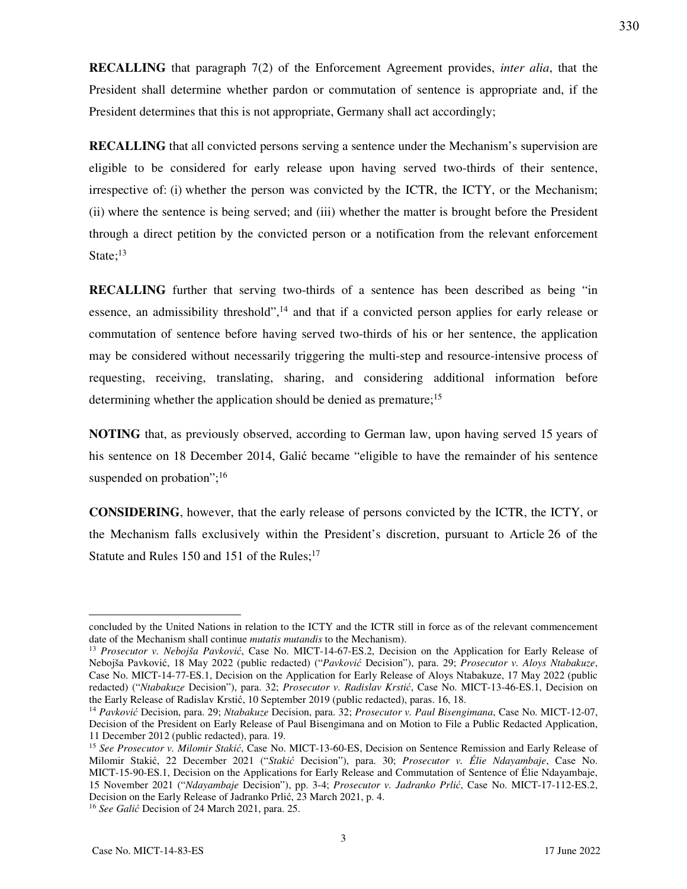**RECALLING** that paragraph 7(2) of the Enforcement Agreement provides, *inter alia*, that the President shall determine whether pardon or commutation of sentence is appropriate and, if the President determines that this is not appropriate, Germany shall act accordingly;

**RECALLING** that all convicted persons serving a sentence under the Mechanism's supervision are eligible to be considered for early release upon having served two-thirds of their sentence, irrespective of: (i) whether the person was convicted by the ICTR, the ICTY, or the Mechanism; (ii) where the sentence is being served; and (iii) whether the matter is brought before the President through a direct petition by the convicted person or a notification from the relevant enforcement State;[13]

**RECALLING** further that serving two-thirds of a sentence has been described as being "in essence, an admissibility threshold",[14] and that if a convicted person applies for early release or commutation of sentence before having served two-thirds of his or her sentence, the application may be considered without necessarily triggering the multi-step and resource-intensive process of requesting, receiving, translating, sharing, and considering additional information before determining whether the application should be denied as premature;[15]

**NOTING** that, as previously observed, according to German law, upon having served 15 years of his sentence on 18 December 2014, Galić became "eligible to have the remainder of his sentence suspended on probation";[16]

**CONSIDERING**, however, that the early release of persons convicted by the ICTR, the ICTY, or the Mechanism falls exclusively within the President's discretion, pursuant to Article 26 of the Statute and Rules 150 and 151 of the Rules;[17]

---

concluded by the United Nations in relation to the ICTY and the ICTR still in force as of the relevant commencement date of the Mechanism shall continue *mutatis mutandis* to the Mechanism).

[13] *Prosecutor v. Nebojša Pavković*, Case No. MICT-14-67-ES.2, Decision on the Application for Early Release of Nebojša Pavković, 18 May 2022 (public redacted) ("*Pavković* Decision"), para. 29; *Prosecutor v. Aloys Ntabakuze*, Case No. MICT-14-77-ES.1, Decision on the Application for Early Release of Aloys Ntabakuze, 17 May 2022 (public redacted) ("*Ntabakuze* Decision"), para. 32; *Prosecutor v. Radislav Krstić*, Case No. MICT-13-46-ES.1, Decision on the Early Release of Radislav Krstić, 10 September 2019 (public redacted), paras. 16, 18.

[14] *Pavković* Decision, para. 29; *Ntabakuze* Decision, para. 32; *Prosecutor v. Paul Bisengimana*, Case No. MICT-12-07, Decision of the President on Early Release of Paul Bisengimana and on Motion to File a Public Redacted Application, 11 December 2012 (public redacted), para. 19.

[15] *See Prosecutor v. Milomir Stakić*, Case No. MICT-13-60-ES, Decision on Sentence Remission and Early Release of Milomir Stakić, 22 December 2021 ("*Stakić* Decision"), para. 30; *Prosecutor v. Élie Ndayambaje*, Case No. MICT-15-90-ES.1, Decision on the Applications for Early Release and Commutation of Sentence of Élie Ndayambaje, 15 November 2021 ("*Ndayambaje* Decision"), pp. 3-4; *Prosecutor v. Jadranko Prlić*, Case No. MICT-17-112-ES.2, Decision on the Early Release of Jadranko Prlić, 23 March 2021, p. 4.

[16] *See Galić* Decision of 24 March 2021, para. 25.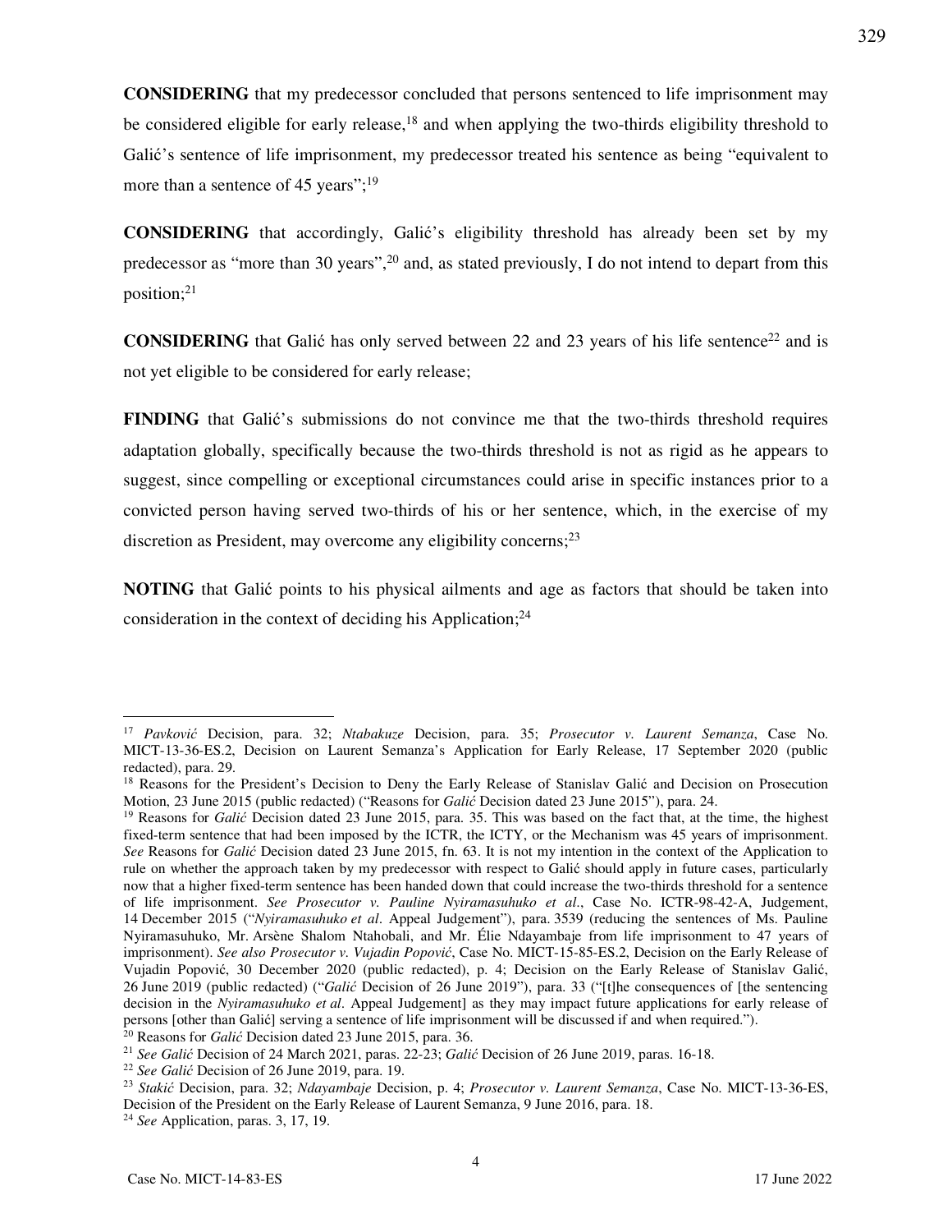**CONSIDERING** that my predecessor concluded that persons sentenced to life imprisonment may be considered eligible for early release,[18] and when applying the two-thirds eligibility threshold to Galić's sentence of life imprisonment, my predecessor treated his sentence as being "equivalent to more than a sentence of 45 years";[19]

**CONSIDERING** that accordingly, Galić's eligibility threshold has already been set by my predecessor as "more than 30 years",[20] and, as stated previously, I do not intend to depart from this position;[21]

**CONSIDERING** that Galić has only served between 22 and 23 years of his life sentence[22] and is not yet eligible to be considered for early release;

**FINDING** that Galić's submissions do not convince me that the two-thirds threshold requires adaptation globally, specifically because the two-thirds threshold is not as rigid as he appears to suggest, since compelling or exceptional circumstances could arise in specific instances prior to a convicted person having served two-thirds of his or her sentence, which, in the exercise of my discretion as President, may overcome any eligibility concerns;[23]

**NOTING** that Galić points to his physical ailments and age as factors that should be taken into consideration in the context of deciding his Application;[24]

---

[17] *Pavković* Decision, para. 32; *Ntabakuze* Decision, para. 35; *Prosecutor v. Laurent Semanza*, Case No. MICT-13-36-ES.2, Decision on Laurent Semanza's Application for Early Release, 17 September 2020 (public redacted), para. 29.

[18] Reasons for the President's Decision to Deny the Early Release of Stanislav Galić and Decision on Prosecution Motion, 23 June 2015 (public redacted) ("Reasons for *Galić* Decision dated 23 June 2015"), para. 24.

[19] Reasons for *Galić* Decision dated 23 June 2015, para. 35. This was based on the fact that, at the time, the highest fixed-term sentence that had been imposed by the ICTR, the ICTY, or the Mechanism was 45 years of imprisonment. *See* Reasons for *Galić* Decision dated 23 June 2015, fn. 63. It is not my intention in the context of the Application to rule on whether the approach taken by my predecessor with respect to Galić should apply in future cases, particularly now that a higher fixed-term sentence has been handed down that could increase the two-thirds threshold for a sentence of life imprisonment. *See Prosecutor v. Pauline Nyiramasuhuko et al.*, Case No. ICTR-98-42-A, Judgement, 14 December 2015 ("*Nyiramasuhuko et al.* Appeal Judgement"), para. 3539 (reducing the sentences of Ms. Pauline Nyiramasuhuko, Mr. Arsène Shalom Ntahobali, and Mr. Élie Ndayambaje from life imprisonment to 47 years of imprisonment). *See also Prosecutor v. Vujadin Popović*, Case No. MICT-15-85-ES.2, Decision on the Early Release of Vujadin Popović, 30 December 2020 (public redacted), p. 4; Decision on the Early Release of Stanislav Galić, 26 June 2019 (public redacted) ("*Galić* Decision of 26 June 2019"), para. 33 ("[t]he consequences of [the sentencing decision in the *Nyiramasuhuko et al.* Appeal Judgement] as they may impact future applications for early release of persons [other than Galić] serving a sentence of life imprisonment will be discussed if and when required.").

[20] Reasons for *Galić* Decision dated 23 June 2015, para. 36.

[21] *See Galić* Decision of 24 March 2021, paras. 22-23; *Galić* Decision of 26 June 2019, paras. 16-18.

[22] *See Galić* Decision of 26 June 2019, para. 19.

[23] *Stakić* Decision, para. 32; *Ndayambaje* Decision, p. 4; *Prosecutor v. Laurent Semanza*, Case No. MICT-13-36-ES, Decision of the President on the Early Release of Laurent Semanza, 9 June 2016, para. 18.

[24] *See* Application, paras. 3, 17, 19.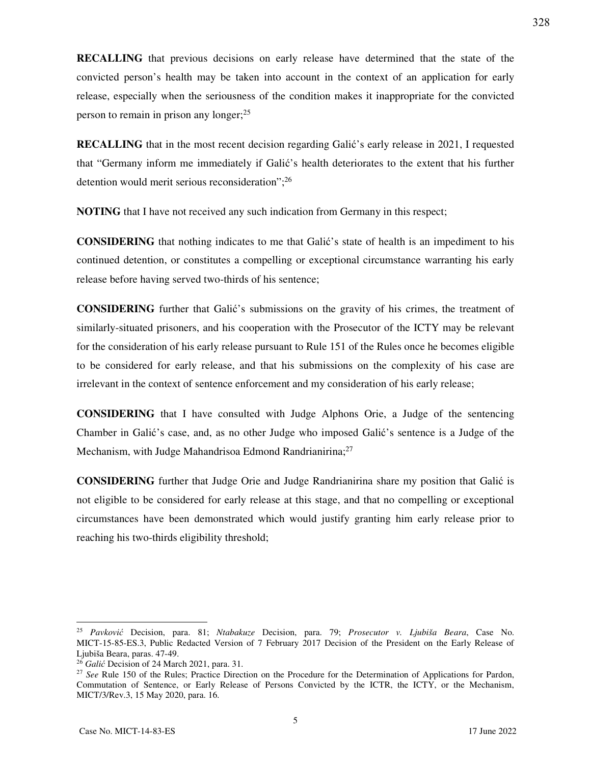**RECALLING** that previous decisions on early release have determined that the state of the convicted person's health may be taken into account in the context of an application for early release, especially when the seriousness of the condition makes it inappropriate for the convicted person to remain in prison any longer;[25]

**RECALLING** that in the most recent decision regarding Galić's early release in 2021, I requested that "Germany inform me immediately if Galić's health deteriorates to the extent that his further detention would merit serious reconsideration";[26]

**NOTING** that I have not received any such indication from Germany in this respect;

**CONSIDERING** that nothing indicates to me that Galić's state of health is an impediment to his continued detention, or constitutes a compelling or exceptional circumstance warranting his early release before having served two-thirds of his sentence;

**CONSIDERING** further that Galić's submissions on the gravity of his crimes, the treatment of similarly-situated prisoners, and his cooperation with the Prosecutor of the ICTY may be relevant for the consideration of his early release pursuant to Rule 151 of the Rules once he becomes eligible to be considered for early release, and that his submissions on the complexity of his case are irrelevant in the context of sentence enforcement and my consideration of his early release;

**CONSIDERING** that I have consulted with Judge Alphons Orie, a Judge of the sentencing Chamber in Galić's case, and, as no other Judge who imposed Galić's sentence is a Judge of the Mechanism, with Judge Mahandrisoa Edmond Randrianirina;[27]

**CONSIDERING** further that Judge Orie and Judge Randrianirina share my position that Galić is not eligible to be considered for early release at this stage, and that no compelling or exceptional circumstances have been demonstrated which would justify granting him early release prior to reaching his two-thirds eligibility threshold;

---

[25] *Pavković* Decision, para. 81; *Ntabakuze* Decision, para. 79; *Prosecutor v. Ljubiša Beara*, Case No. MICT-15-85-ES.3, Public Redacted Version of 7 February 2017 Decision of the President on the Early Release of Ljubiša Beara, paras. 47-49.

[26] *Galić* Decision of 24 March 2021, para. 31.

[27] *See* Rule 150 of the Rules; Practice Direction on the Procedure for the Determination of Applications for Pardon, Commutation of Sentence, or Early Release of Persons Convicted by the ICTR, the ICTY, or the Mechanism, MICT/3/Rev.3, 15 May 2020, para. 16.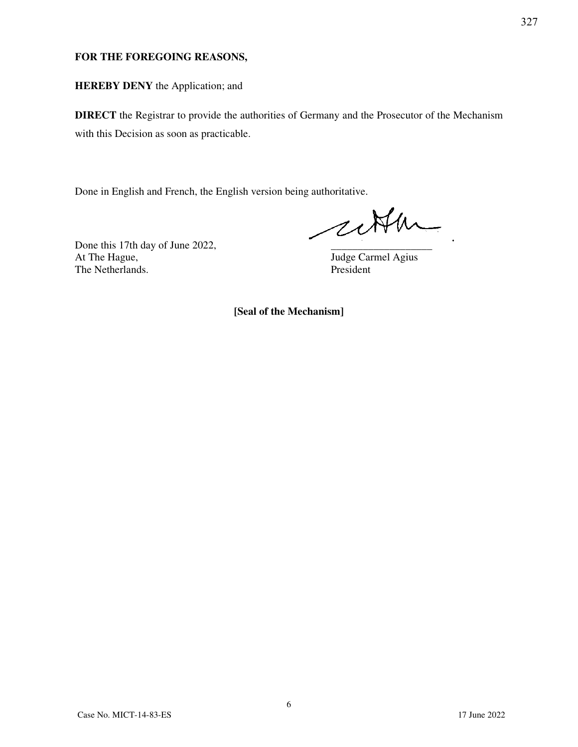**FOR THE FOREGOING REASONS,**

**HEREBY DENY** the Application; and

**DIRECT** the Registrar to provide the authorities of Germany and the Prosecutor of the Mechanism with this Decision as soon as practicable.

Done in English and French, the English version being authoritative.

Done this 17th day of June 2022,
At The Hague,
The Netherlands.

Judge Carmel Agius
President

**[Seal of the Mechanism]**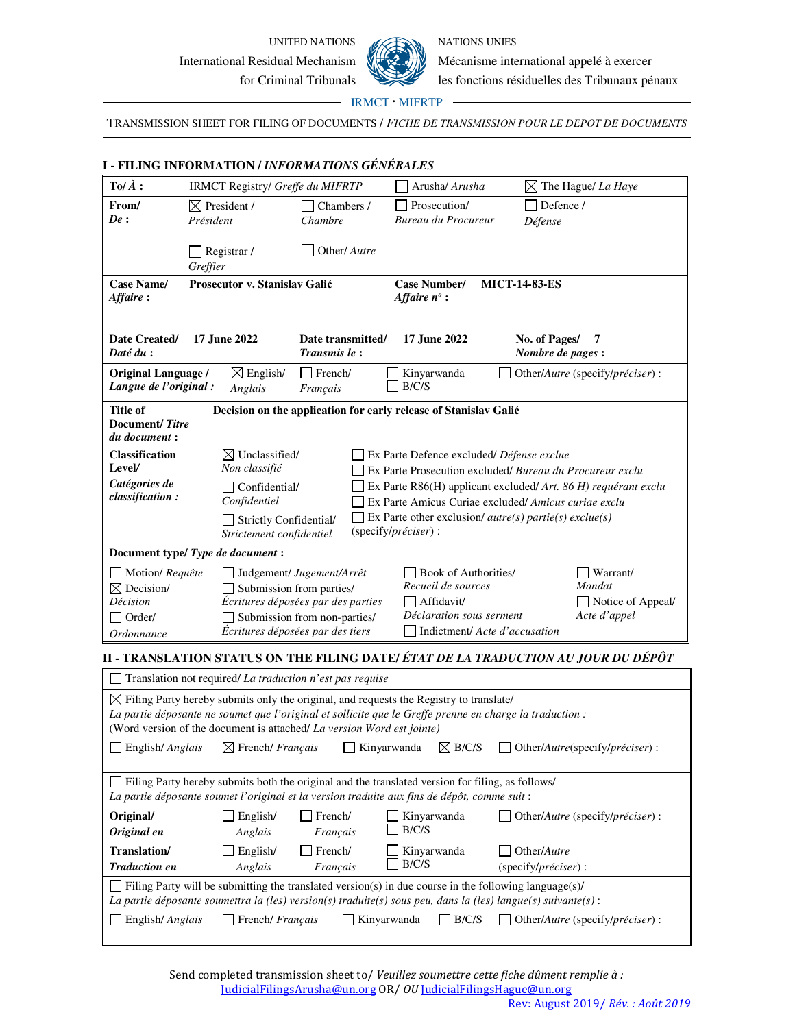UNITED NATIONS
International Residual Mechanism
for Criminal Tribunals

NATIONS UNIES
Mécanisme international appelé à exercer
les fonctions résiduelles des Tribunaux pénaux

IRMCT · MIFRTP

TRANSMISSION SHEET FOR FILING OF DOCUMENTS / *FICHE DE TRANSMISSION POUR LE DEPOT DE DOCUMENTS*

## I - FILING INFORMATION / *INFORMATIONS GÉNÉRALES*

| | | | | |
|---|---|---|---|---|
| **To/ *À* :** | IRMCT Registry/ *Greffe du MIFRTP* | | ☐ Arusha/ *Arusha* | ☒ The Hague/ *La Haye* |
| **From/ *De* :** | ☒ President / *Président* | ☐ Chambers / *Chambre* | ☐ Prosecution/ *Bureau du Procureur* | ☐ Defence / *Défense* |
| | ☐ Registrar / *Greffier* | ☐ Other/ *Autre* | | |
| **Case Name/ *Affaire* :** | **Prosecutor v. Stanislav Galić** | | **Case Number/ *Affaire nº* :** | **MICT-14-83-ES** |
| **Date Created/ *Daté du* :** | **17 June 2022** | **Date transmitted/ *Transmis le* :** 17 June 2022 | | **No. of Pages/ *Nombre de pages* :** 7 |
| **Original Language / *Langue de l'original* :** | ☒ English/ *Anglais* | ☐ French/ *Français* | ☐ Kinyarwanda ☐ B/C/S | ☐ Other/*Autre* (specify/*préciser*) : |
| **Title of Document/ *Titre du document* :** | **Decision on the application for early release of Stanislav Galić** | | | |
| **Classification Level/ *Catégories de classification* :** | ☒ Unclassified/ *Non classifié* ☐ Confidential/ *Confidentiel* ☐ Strictly Confidential/ *Strictement confidentiel* | ☐ Ex Parte Defence excluded/ *Défense exclue* ☐ Ex Parte Prosecution excluded/ *Bureau du Procureur exclu* ☐ Ex Parte R86(H) applicant excluded/ *Art. 86 H) requérant exclu* ☐ Ex Parte Amicus Curiae excluded/ *Amicus curiae exclu* ☐ Ex Parte other exclusion/ *autre(s) partie(s) exclue(s)* (specify/*préciser*) : | | | |

**Document type/ *Type de document* :**

| | | | |
|---|---|---|---|
| ☐ Motion/ *Requête* | ☐ Judgement/ *Jugement/Arrêt* | ☐ Book of Authorities/ *Recueil de sources* | ☐ Warrant/ *Mandat* |
| ☒ Decision/ *Décision* | ☐ Submission from parties/ *Écritures déposées par des parties* | ☐ Affidavit/ *Déclaration sous serment* | ☐ Notice of Appeal/ *Acte d'appel* |
| ☐ Order/ *Ordonnance* | ☐ Submission from non-parties/ *Écritures déposées par des tiers* | ☐ Indictment/ *Acte d'accusation* | |

## II - TRANSLATION STATUS ON THE FILING DATE/ *ÉTAT DE LA TRADUCTION AU JOUR DU DÉPÔT*

☐ Translation not required/ *La traduction n'est pas requise*

☒ Filing Party hereby submits only the original, and requests the Registry to translate/
*La partie déposante ne soumet que l'original et sollicite que le Greffe prenne en charge la traduction :*
(Word version of the document is attached/ *La version Word est jointe*)

☐ English/ *Anglais* ☒ French/ *Français* ☐ Kinyarwanda ☒ B/C/S ☐ Other/*Autre*(specify/*préciser*) :

☐ Filing Party hereby submits both the original and the translated version for filing, as follows/
*La partie déposante soumet l'original et la version traduite aux fins de dépôt, comme suit :*

| | | | | |
|---|---|---|---|---|
| **Original/ *Original en*** | ☐ English/ *Anglais* | ☐ French/ *Français* | ☐ Kinyarwanda ☐ B/C/S | ☐ Other/*Autre* (specify/*préciser*) : |
| **Translation/ *Traduction en*** | ☐ English/ *Anglais* | ☐ French/ *Français* | ☐ Kinyarwanda ☐ B/C/S | ☐ Other/*Autre* (specify/*préciser*) : |

☐ Filing Party will be submitting the translated version(s) in due course in the following language(s)/
*La partie déposante soumettra la (les) version(s) traduite(s) sous peu, dans la (les) langue(s) suivante(s) :*

☐ English/ *Anglais* ☐ French/ *Français* ☐ Kinyarwanda ☐ B/C/S ☐ Other/*Autre* (specify/*préciser*) :

Send completed transmission sheet to/ *Veuillez soumettre cette fiche dûment remplie à :*
JudicialFilingsArusha@un.org OR/ *OU* JudicialFilingsHague@un.org

Rev: August 2019/ *Rév. : Août 2019*